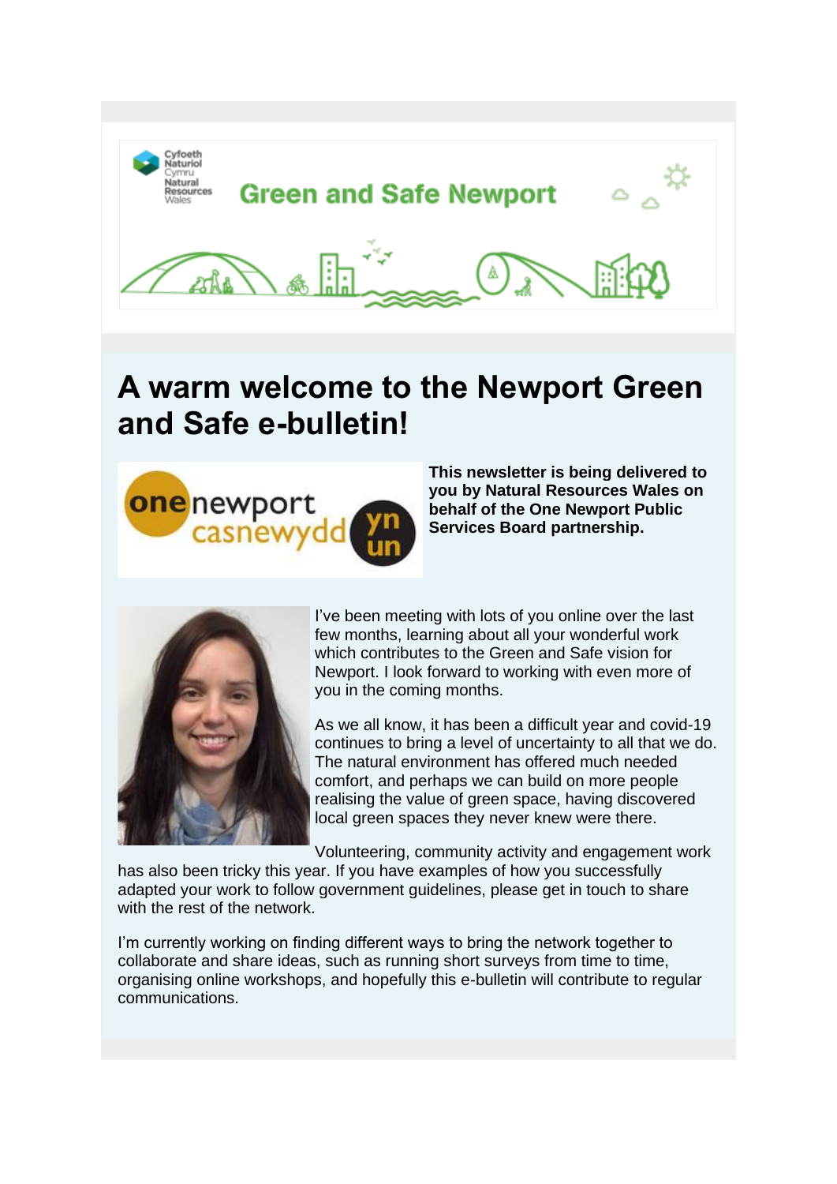# A warm welcome to the Newport Green and Safe e-bulletin!

**This newsletter is being delivered to you by Natural Resources Wales on behalf of the One Newport Public Services Board partnership.**

I've been meeting with lots of you online over the last few months, learning about all your wonderful work which contributes to the Green and Safe vision for Newport. I look forward to working with even more of you in the coming months.

As we all know, it has been a difficult year and covid-19 continues to bring a level of uncertainty to all that we do. The natural environment has offered much needed comfort, and perhaps we can build on more people realising the value of green space, having discovered local green spaces they never knew were there.

Volunteering, community activity and engagement work has also been tricky this year. If you have examples of how you successfully adapted your work to follow government guidelines, please get in touch to share with the rest of the network.

I'm currently working on finding different ways to bring the network together to collaborate and share ideas, such as running short surveys from time to time, organising online workshops, and hopefully this e-bulletin will contribute to regular communications.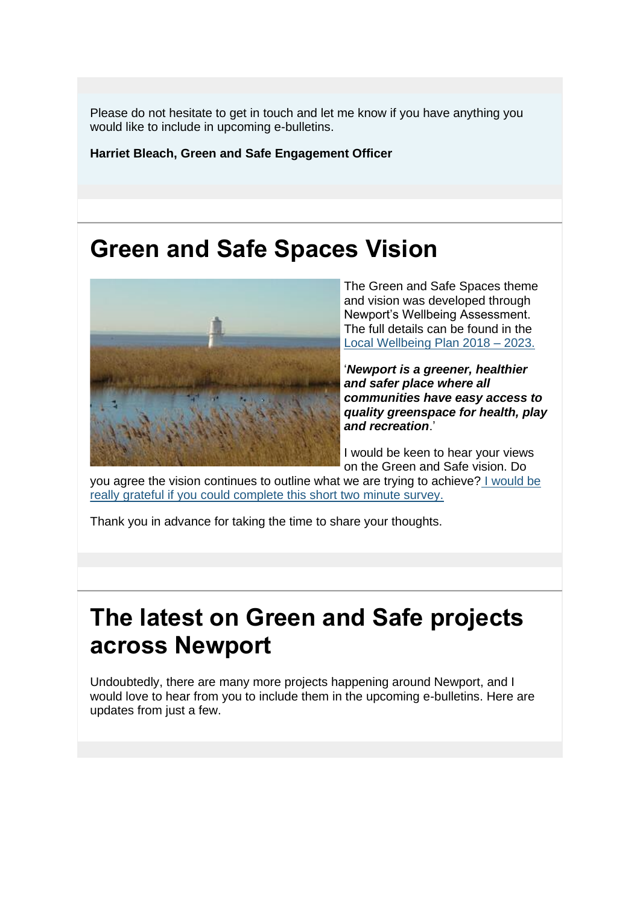Please do not hesitate to get in touch and let me know if you have anything you would like to include in upcoming e-bulletins.

**Harriet Bleach, Green and Safe Engagement Officer**

# Green and Safe Spaces Vision

The Green and Safe Spaces theme and vision was developed through Newport's Wellbeing Assessment. The full details can be found in the Local Wellbeing Plan 2018 – 2023.

'***Newport is a greener, healthier and safer place where all communities have easy access to quality greenspace for health, play and recreation***.'

I would be keen to hear your views on the Green and Safe vision. Do you agree the vision continues to outline what we are trying to achieve? I would be really grateful if you could complete this short two minute survey.

Thank you in advance for taking the time to share your thoughts.

# The latest on Green and Safe projects across Newport

Undoubtedly, there are many more projects happening around Newport, and I would love to hear from you to include them in the upcoming e-bulletins. Here are updates from just a few.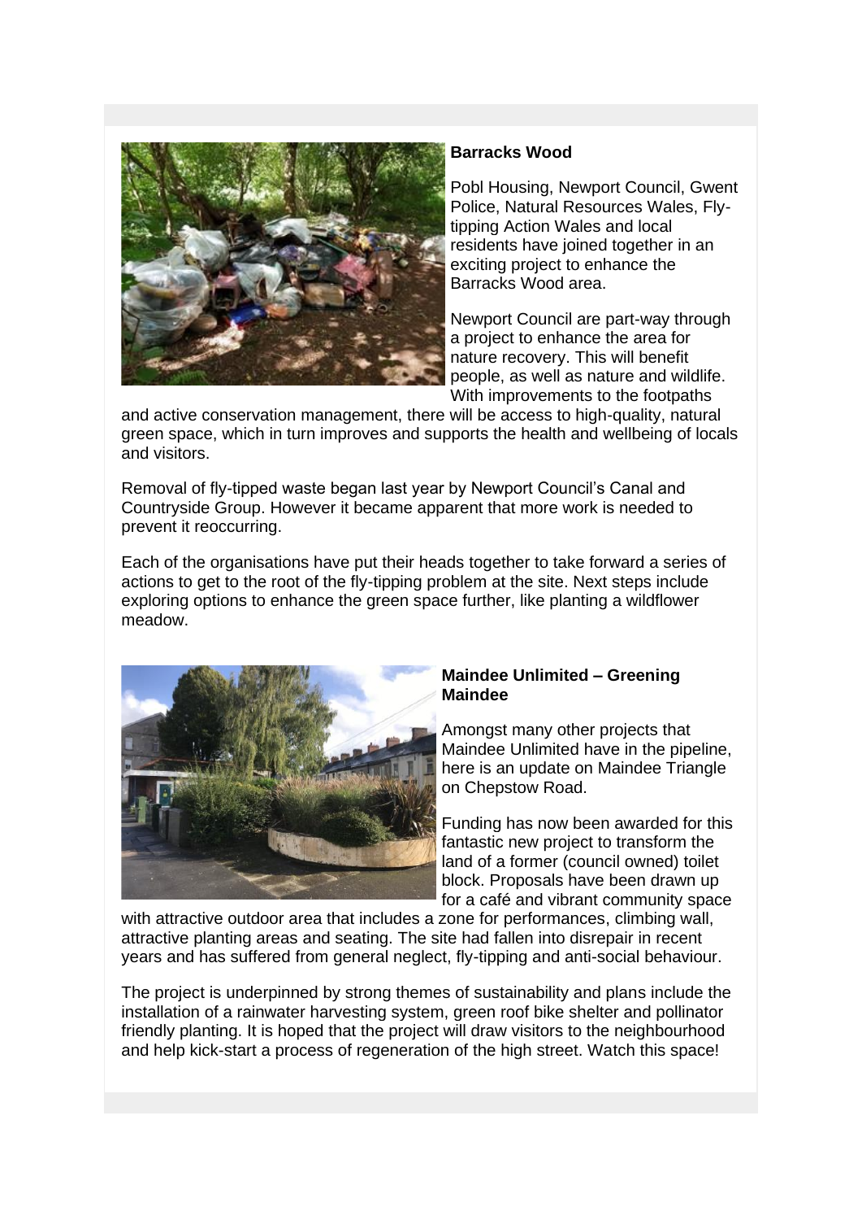**Barracks Wood**

Pobl Housing, Newport Council, Gwent Police, Natural Resources Wales, Fly-tipping Action Wales and local residents have joined together in an exciting project to enhance the Barracks Wood area.

Newport Council are part-way through a project to enhance the area for nature recovery. This will benefit people, as well as nature and wildlife. With improvements to the footpaths and active conservation management, there will be access to high-quality, natural green space, which in turn improves and supports the health and wellbeing of locals and visitors.

Removal of fly-tipped waste began last year by Newport Council's Canal and Countryside Group. However it became apparent that more work is needed to prevent it reoccurring.

Each of the organisations have put their heads together to take forward a series of actions to get to the root of the fly-tipping problem at the site. Next steps include exploring options to enhance the green space further, like planting a wildflower meadow.

**Maindee Unlimited – Greening Maindee**

Amongst many other projects that Maindee Unlimited have in the pipeline, here is an update on Maindee Triangle on Chepstow Road.

Funding has now been awarded for this fantastic new project to transform the land of a former (council owned) toilet block. Proposals have been drawn up for a café and vibrant community space with attractive outdoor area that includes a zone for performances, climbing wall, attractive planting areas and seating. The site had fallen into disrepair in recent years and has suffered from general neglect, fly-tipping and anti-social behaviour.

The project is underpinned by strong themes of sustainability and plans include the installation of a rainwater harvesting system, green roof bike shelter and pollinator friendly planting. It is hoped that the project will draw visitors to the neighbourhood and help kick-start a process of regeneration of the high street. Watch this space!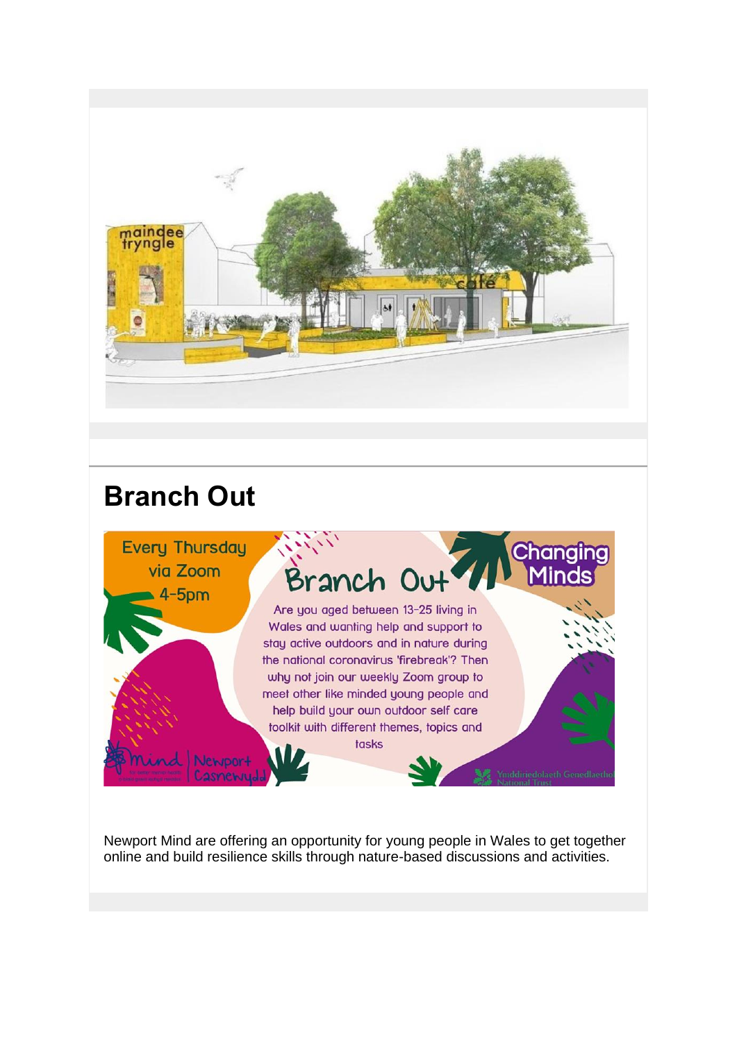## Branch Out

Every Thursday via Zoom 4-5pm

Branch Out

Are you aged between 13-25 living in Wales and wanting help and support to stay active outdoors and in nature during the national coronavirus 'firebreak'? Then why not join our weekly Zoom group to meet other like minded young people and help build your own outdoor self care toolkit with different themes, topics and tasks

Changing Minds

Newport Mind are offering an opportunity for young people in Wales to get together online and build resilience skills through nature-based discussions and activities.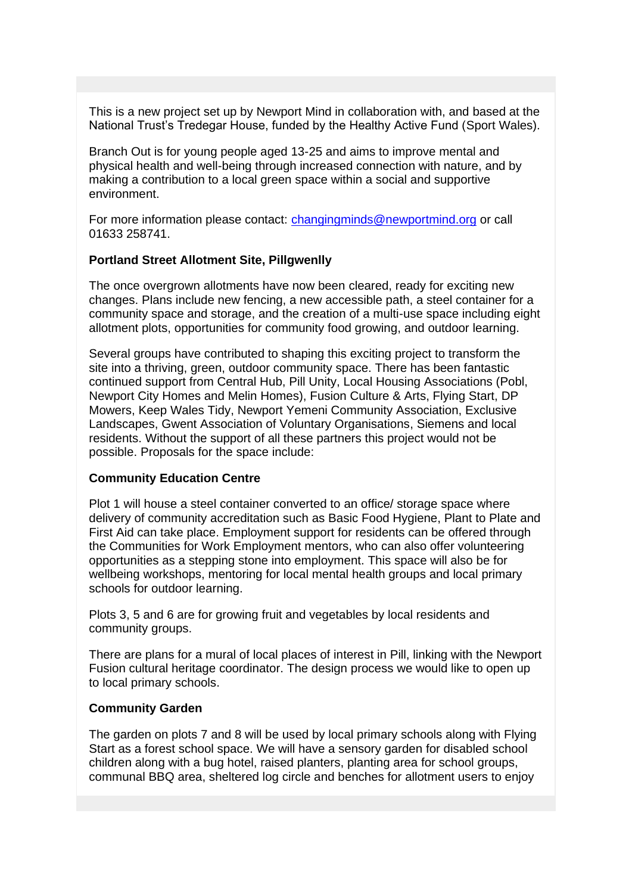This is a new project set up by Newport Mind in collaboration with, and based at the National Trust's Tredegar House, funded by the Healthy Active Fund (Sport Wales).

Branch Out is for young people aged 13-25 and aims to improve mental and physical health and well-being through increased connection with nature, and by making a contribution to a local green space within a social and supportive environment.

For more information please contact: [changingminds@newportmind.org](mailto:changingminds@newportmind.org) or call 01633 258741.

**Portland Street Allotment Site, Pillgwenlly**

The once overgrown allotments have now been cleared, ready for exciting new changes. Plans include new fencing, a new accessible path, a steel container for a community space and storage, and the creation of a multi-use space including eight allotment plots, opportunities for community food growing, and outdoor learning.

Several groups have contributed to shaping this exciting project to transform the site into a thriving, green, outdoor community space. There has been fantastic continued support from Central Hub, Pill Unity, Local Housing Associations (Pobl, Newport City Homes and Melin Homes), Fusion Culture & Arts, Flying Start, DP Mowers, Keep Wales Tidy, Newport Yemeni Community Association, Exclusive Landscapes, Gwent Association of Voluntary Organisations, Siemens and local residents. Without the support of all these partners this project would not be possible. Proposals for the space include:

**Community Education Centre**

Plot 1 will house a steel container converted to an office/ storage space where delivery of community accreditation such as Basic Food Hygiene, Plant to Plate and First Aid can take place. Employment support for residents can be offered through the Communities for Work Employment mentors, who can also offer volunteering opportunities as a stepping stone into employment. This space will also be for wellbeing workshops, mentoring for local mental health groups and local primary schools for outdoor learning.

Plots 3, 5 and 6 are for growing fruit and vegetables by local residents and community groups.

There are plans for a mural of local places of interest in Pill, linking with the Newport Fusion cultural heritage coordinator. The design process we would like to open up to local primary schools.

**Community Garden**

The garden on plots 7 and 8 will be used by local primary schools along with Flying Start as a forest school space. We will have a sensory garden for disabled school children along with a bug hotel, raised planters, planting area for school groups, communal BBQ area, sheltered log circle and benches for allotment users to enjoy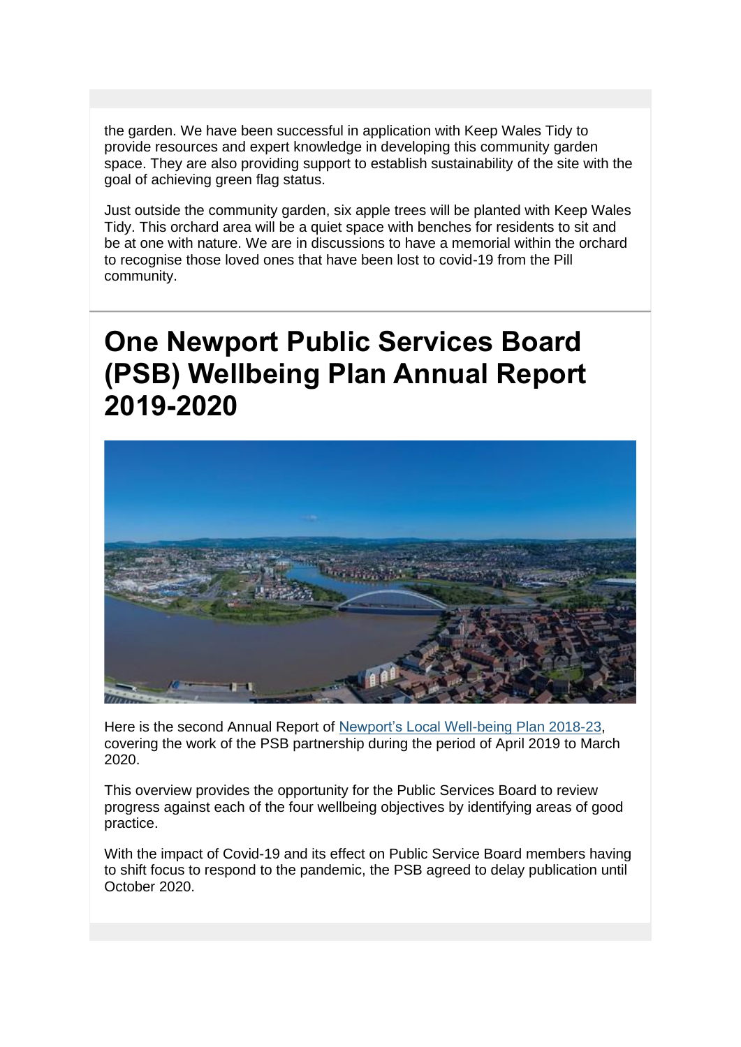the garden. We have been successful in application with Keep Wales Tidy to provide resources and expert knowledge in developing this community garden space. They are also providing support to establish sustainability of the site with the goal of achieving green flag status.

Just outside the community garden, six apple trees will be planted with Keep Wales Tidy. This orchard area will be a quiet space with benches for residents to sit and be at one with nature. We are in discussions to have a memorial within the orchard to recognise those loved ones that have been lost to covid-19 from the Pill community.

# One Newport Public Services Board (PSB) Wellbeing Plan Annual Report 2019-2020

Here is the second Annual Report of Newport's Local Well-being Plan 2018-23, covering the work of the PSB partnership during the period of April 2019 to March 2020.

This overview provides the opportunity for the Public Services Board to review progress against each of the four wellbeing objectives by identifying areas of good practice.

With the impact of Covid-19 and its effect on Public Service Board members having to shift focus to respond to the pandemic, the PSB agreed to delay publication until October 2020.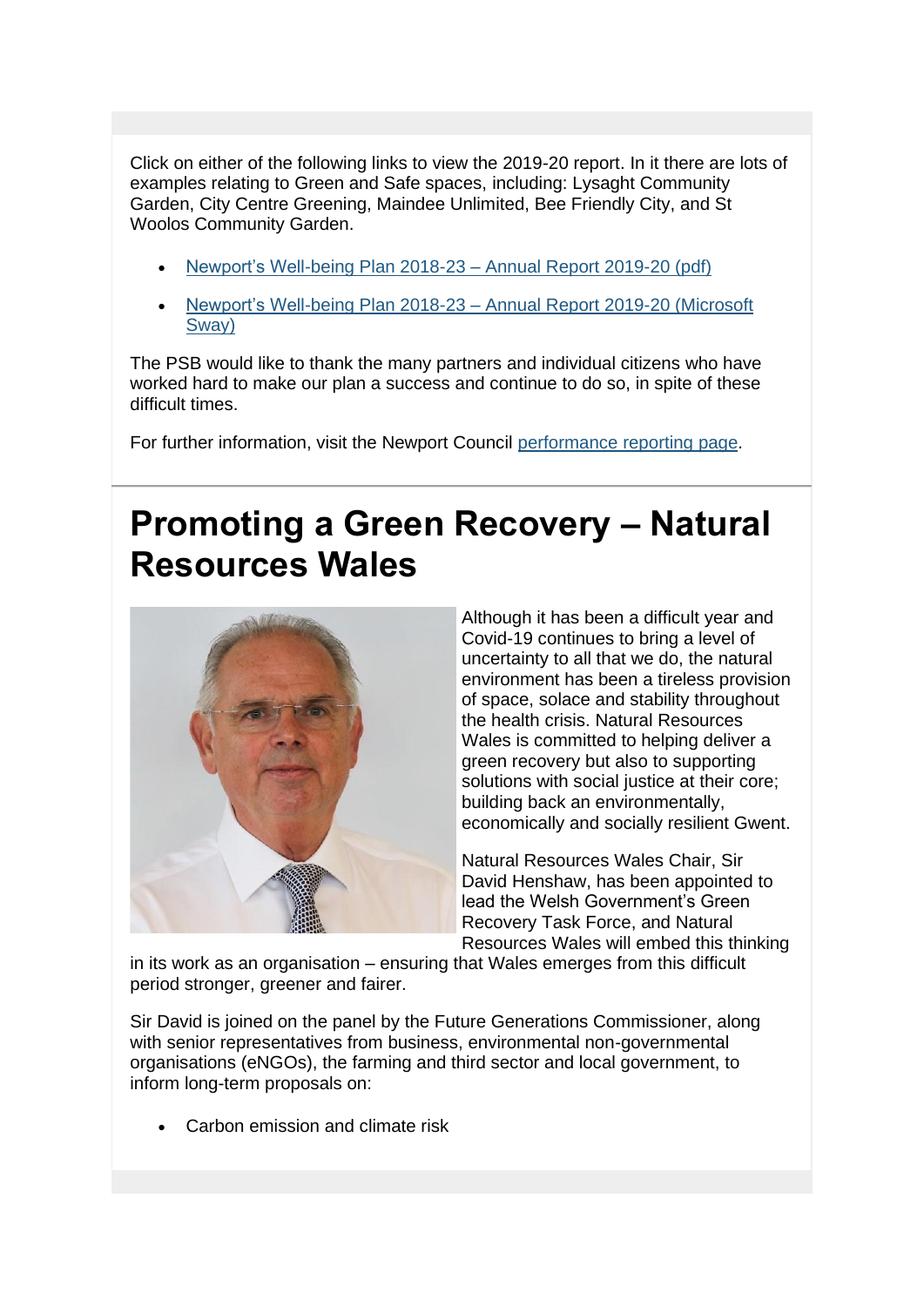Click on either of the following links to view the 2019-20 report. In it there are lots of examples relating to Green and Safe spaces, including: Lysaght Community Garden, City Centre Greening, Maindee Unlimited, Bee Friendly City, and St Woolos Community Garden.

- [Newport's Well-being Plan 2018-23 – Annual Report 2019-20 (pdf)]()
- [Newport's Well-being Plan 2018-23 – Annual Report 2019-20 (Microsoft Sway)]()

The PSB would like to thank the many partners and individual citizens who have worked hard to make our plan a success and continue to do so, in spite of these difficult times.

For further information, visit the Newport Council [performance reporting page]().

# Promoting a Green Recovery – Natural Resources Wales

Although it has been a difficult year and Covid-19 continues to bring a level of uncertainty to all that we do, the natural environment has been a tireless provision of space, solace and stability throughout the health crisis. Natural Resources Wales is committed to helping deliver a green recovery but also to supporting solutions with social justice at their core; building back an environmentally, economically and socially resilient Gwent.

Natural Resources Wales Chair, Sir David Henshaw, has been appointed to lead the Welsh Government's Green Recovery Task Force, and Natural Resources Wales will embed this thinking in its work as an organisation – ensuring that Wales emerges from this difficult period stronger, greener and fairer.

Sir David is joined on the panel by the Future Generations Commissioner, along with senior representatives from business, environmental non-governmental organisations (eNGOs), the farming and third sector and local government, to inform long-term proposals on:

- Carbon emission and climate risk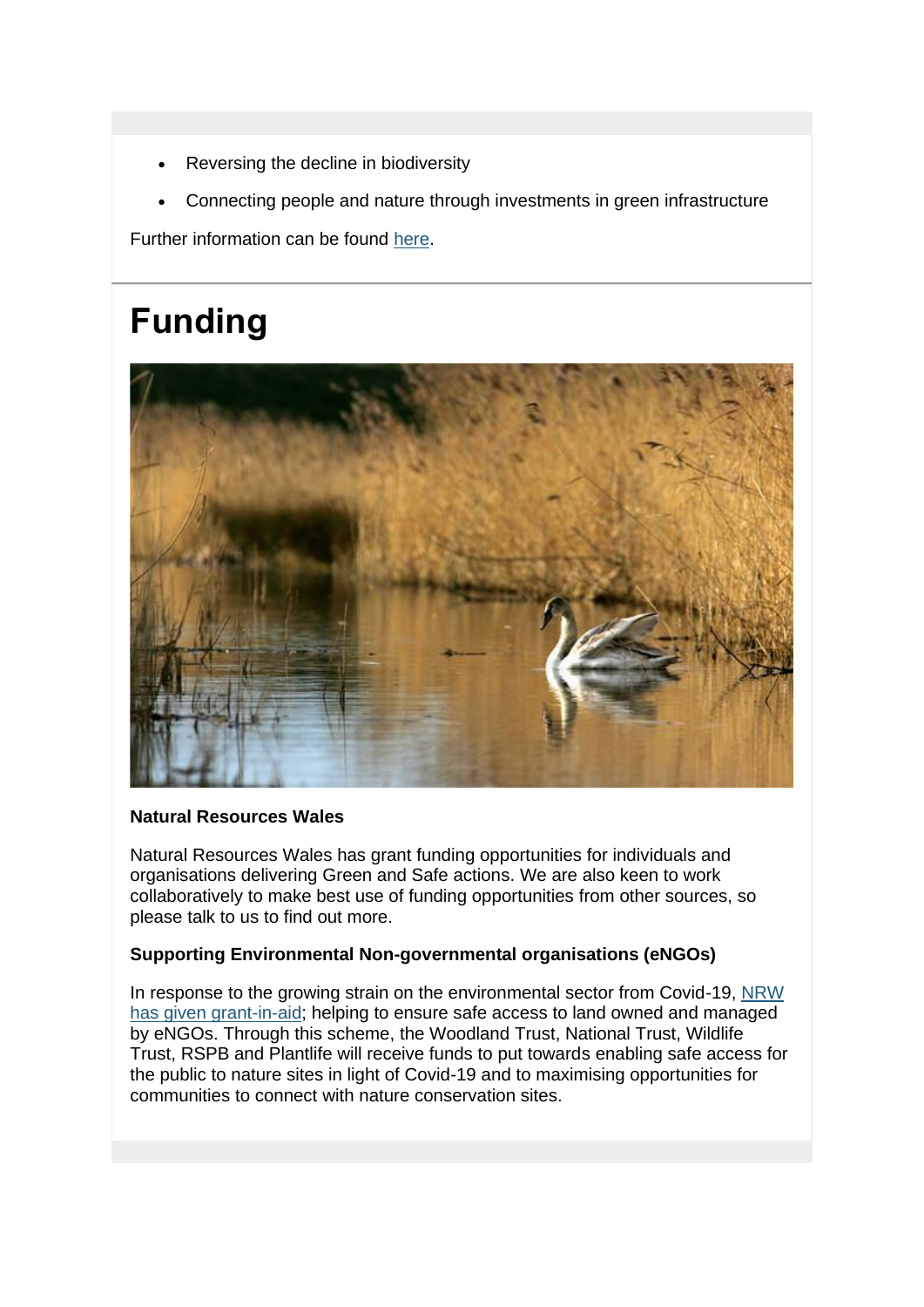- Reversing the decline in biodiversity
- Connecting people and nature through investments in green infrastructure

Further information can be found here.

# Funding

**Natural Resources Wales**

Natural Resources Wales has grant funding opportunities for individuals and organisations delivering Green and Safe actions. We are also keen to work collaboratively to make best use of funding opportunities from other sources, so please talk to us to find out more.

**Supporting Environmental Non-governmental organisations (eNGOs)**

In response to the growing strain on the environmental sector from Covid-19, NRW has given grant-in-aid; helping to ensure safe access to land owned and managed by eNGOs. Through this scheme, the Woodland Trust, National Trust, Wildlife Trust, RSPB and Plantlife will receive funds to put towards enabling safe access for the public to nature sites in light of Covid-19 and to maximising opportunities for communities to connect with nature conservation sites.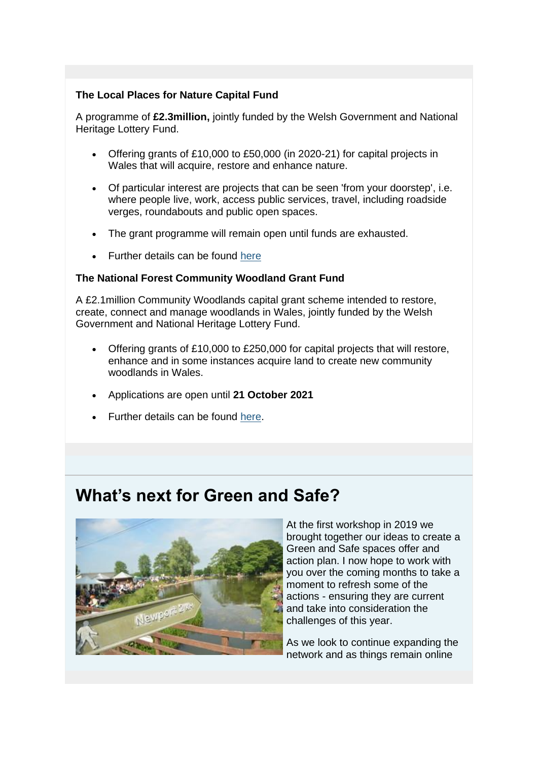**The Local Places for Nature Capital Fund**

A programme of **£2.3million,** jointly funded by the Welsh Government and National Heritage Lottery Fund.

- Offering grants of £10,000 to £50,000 (in 2020-21) for capital projects in Wales that will acquire, restore and enhance nature.
- Of particular interest are projects that can be seen 'from your doorstep', i.e. where people live, work, access public services, travel, including roadside verges, roundabouts and public open spaces.
- The grant programme will remain open until funds are exhausted.
- Further details can be found here

**The National Forest Community Woodland Grant Fund**

A £2.1million Community Woodlands capital grant scheme intended to restore, create, connect and manage woodlands in Wales, jointly funded by the Welsh Government and National Heritage Lottery Fund.

- Offering grants of £10,000 to £250,000 for capital projects that will restore, enhance and in some instances acquire land to create new community woodlands in Wales.
- Applications are open until **21 October 2021**
- Further details can be found here.

# What's next for Green and Safe?

At the first workshop in 2019 we brought together our ideas to create a Green and Safe spaces offer and action plan. I now hope to work with you over the coming months to take a moment to refresh some of the actions - ensuring they are current and take into consideration the challenges of this year.

As we look to continue expanding the network and as things remain online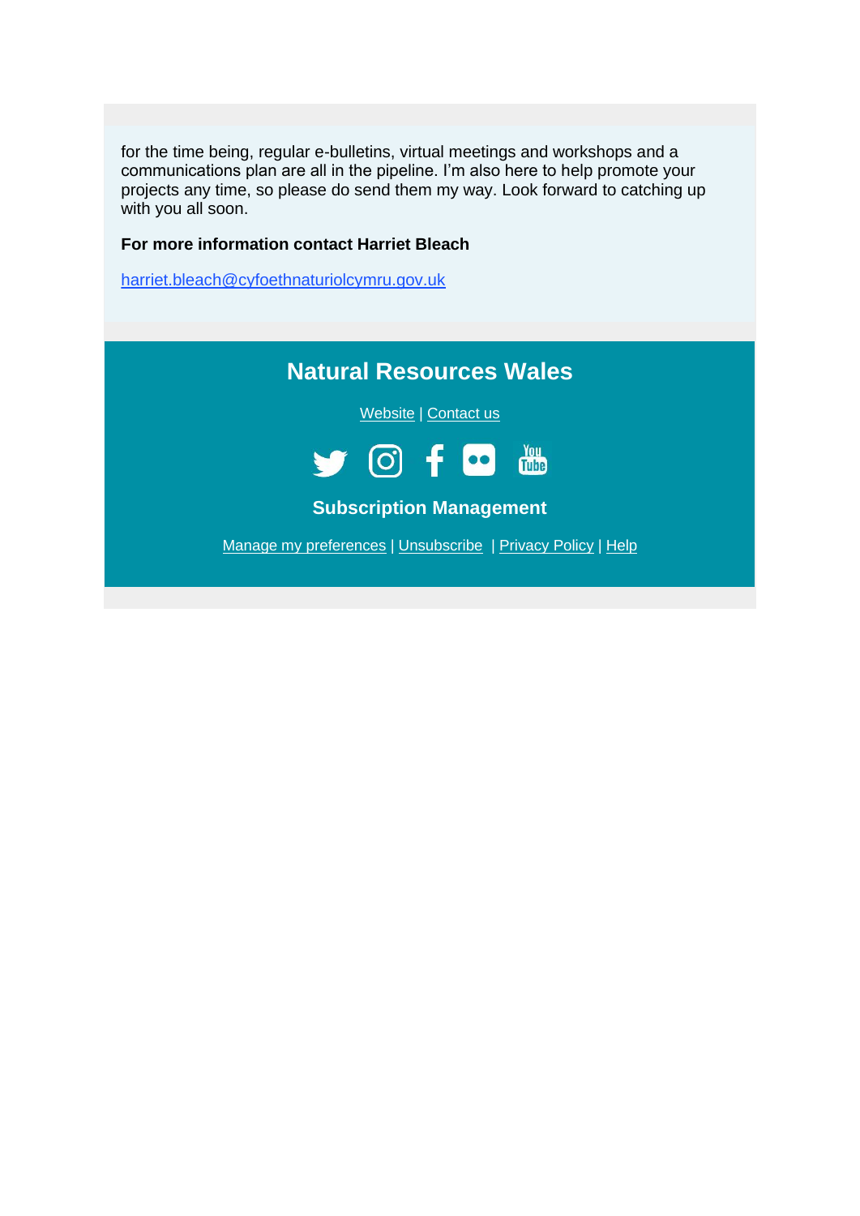for the time being, regular e-bulletins, virtual meetings and workshops and a communications plan are all in the pipeline. I'm also here to help promote your projects any time, so please do send them my way. Look forward to catching up with you all soon.

**For more information contact Harriet Bleach**

harriet.bleach@cyfoethnaturiolcymru.gov.uk

## Natural Resources Wales

Website | Contact us

### Subscription Management

Manage my preferences | Unsubscribe | Privacy Policy | Help